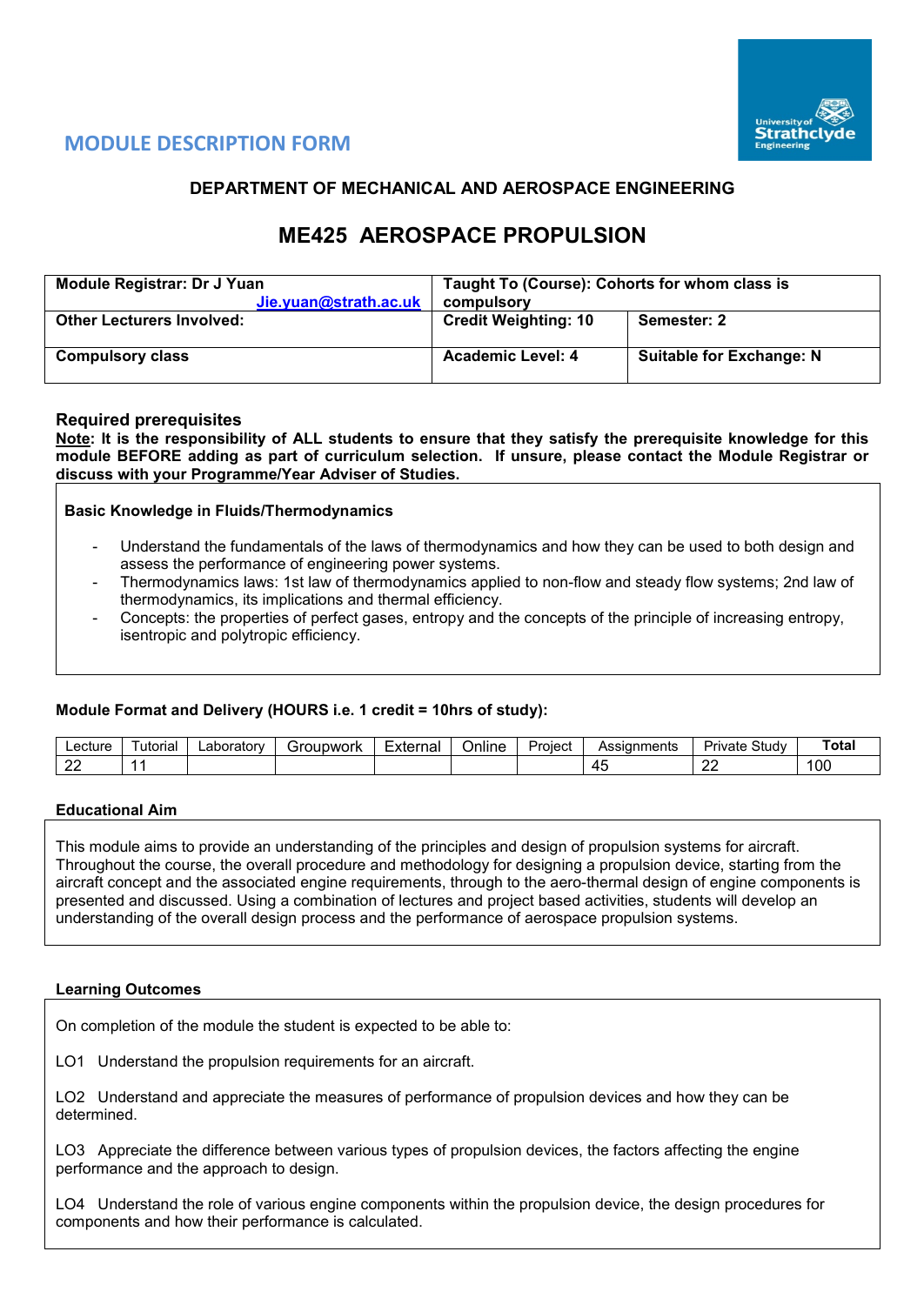## MODULE DESCRIPTION FORM

### DEPARTMENT OF MECHANICAL AND AEROSPACE ENGINEERING

# ME425 AEROSPACE PROPULSION

| **Module Registrar: Dr J Yuan** Jie.yuan@strath.ac.uk | **Taught To (Course): Cohorts for whom class is compulsory** | |
|---|---|---|
| **Other Lecturers Involved:** | **Credit Weighting: 10** | **Semester: 2** |
| **Compulsory class** | **Academic Level: 4** | **Suitable for Exchange: N** |

### Required prerequisites

**Note: It is the responsibility of ALL students to ensure that they satisfy the prerequisite knowledge for this module BEFORE adding as part of curriculum selection. If unsure, please contact the Module Registrar or discuss with your Programme/Year Adviser of Studies.**

**Basic Knowledge in Fluids/Thermodynamics**

- Understand the fundamentals of the laws of thermodynamics and how they can be used to both design and assess the performance of engineering power systems.
- Thermodynamics laws: 1st law of thermodynamics applied to non-flow and steady flow systems; 2nd law of thermodynamics, its implications and thermal efficiency.
- Concepts: the properties of perfect gases, entropy and the concepts of the principle of increasing entropy, isentropic and polytropic efficiency.

**Module Format and Delivery (HOURS i.e. 1 credit = 10hrs of study):**

| Lecture | Tutorial | Laboratory | Groupwork | External | Online | Project | Assignments | Private Study | **Total** |
|---|---|---|---|---|---|---|---|---|---|
| 22 | 11 | | | | | | 45 | 22 | 100 |

**Educational Aim**

This module aims to provide an understanding of the principles and design of propulsion systems for aircraft. Throughout the course, the overall procedure and methodology for designing a propulsion device, starting from the aircraft concept and the associated engine requirements, through to the aero-thermal design of engine components is presented and discussed. Using a combination of lectures and project based activities, students will develop an understanding of the overall design process and the performance of aerospace propulsion systems.

**Learning Outcomes**

On completion of the module the student is expected to be able to:

LO1 Understand the propulsion requirements for an aircraft.

LO2 Understand and appreciate the measures of performance of propulsion devices and how they can be determined.

LO3 Appreciate the difference between various types of propulsion devices, the factors affecting the engine performance and the approach to design.

LO4 Understand the role of various engine components within the propulsion device, the design procedures for components and how their performance is calculated.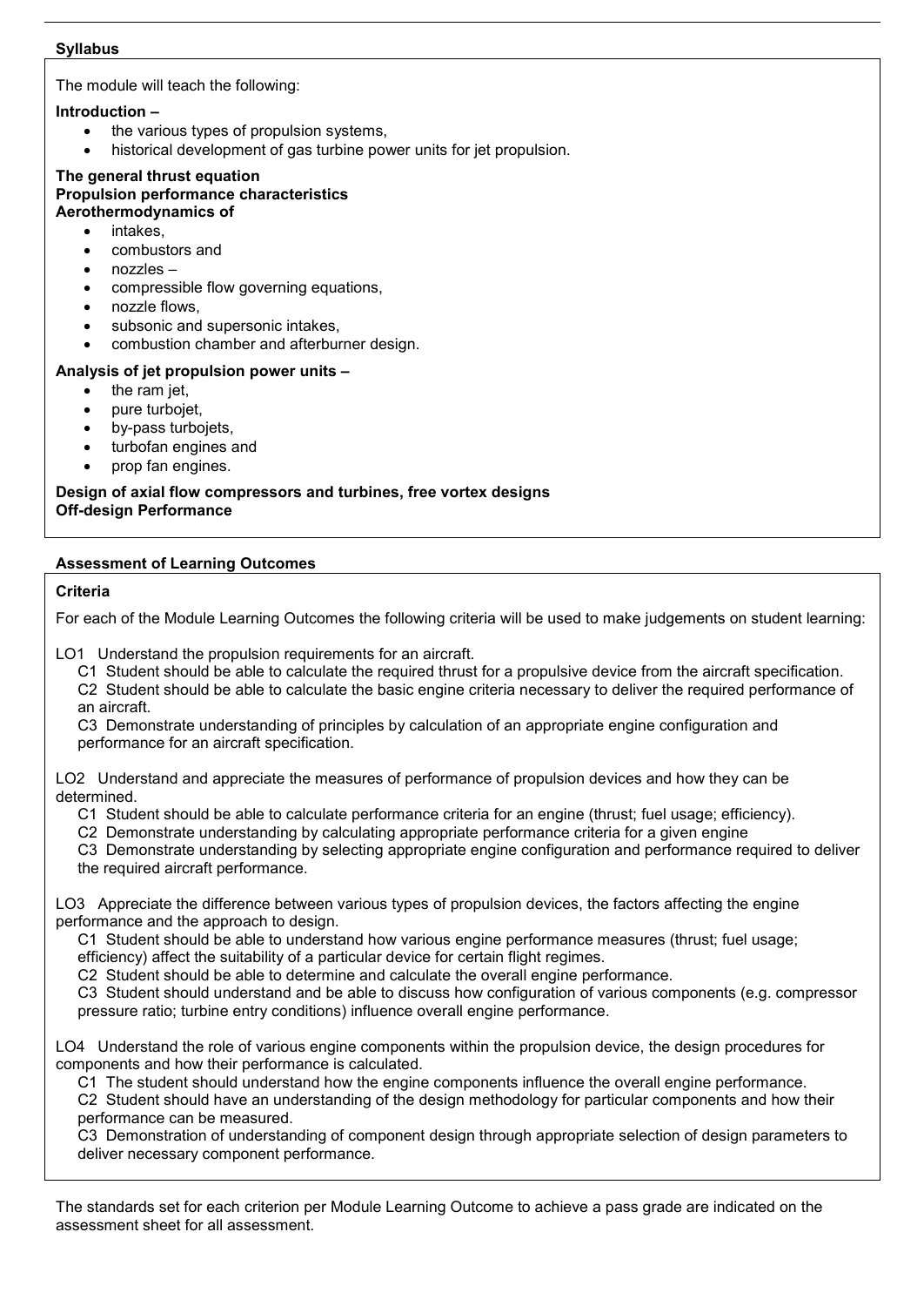**Syllabus**

The module will teach the following:

**Introduction –**

- the various types of propulsion systems,
- historical development of gas turbine power units for jet propulsion.

**The general thrust equation**
**Propulsion performance characteristics**
**Aerothermodynamics of**

- intakes,
- combustors and
- nozzles –
- compressible flow governing equations,
- nozzle flows,
- subsonic and supersonic intakes,
- combustion chamber and afterburner design.

**Analysis of jet propulsion power units –**

- the ram jet,
- pure turbojet,
- by-pass turbojets,
- turbofan engines and
- prop fan engines.

**Design of axial flow compressors and turbines, free vortex designs**
**Off-design Performance**

**Assessment of Learning Outcomes**

**Criteria**

For each of the Module Learning Outcomes the following criteria will be used to make judgements on student learning:

LO1 Understand the propulsion requirements for an aircraft.

C1 Student should be able to calculate the required thrust for a propulsive device from the aircraft specification.
C2 Student should be able to calculate the basic engine criteria necessary to deliver the required performance of an aircraft.
C3 Demonstrate understanding of principles by calculation of an appropriate engine configuration and performance for an aircraft specification.

LO2 Understand and appreciate the measures of performance of propulsion devices and how they can be determined.

C1 Student should be able to calculate performance criteria for an engine (thrust; fuel usage; efficiency).
C2 Demonstrate understanding by calculating appropriate performance criteria for a given engine
C3 Demonstrate understanding by selecting appropriate engine configuration and performance required to deliver the required aircraft performance.

LO3 Appreciate the difference between various types of propulsion devices, the factors affecting the engine performance and the approach to design.

C1 Student should be able to understand how various engine performance measures (thrust; fuel usage; efficiency) affect the suitability of a particular device for certain flight regimes.
C2 Student should be able to determine and calculate the overall engine performance.
C3 Student should understand and be able to discuss how configuration of various components (e.g. compressor pressure ratio; turbine entry conditions) influence overall engine performance.

LO4 Understand the role of various engine components within the propulsion device, the design procedures for components and how their performance is calculated.

C1 The student should understand how the engine components influence the overall engine performance.
C2 Student should have an understanding of the design methodology for particular components and how their performance can be measured.
C3 Demonstration of understanding of component design through appropriate selection of design parameters to deliver necessary component performance.

The standards set for each criterion per Module Learning Outcome to achieve a pass grade are indicated on the assessment sheet for all assessment.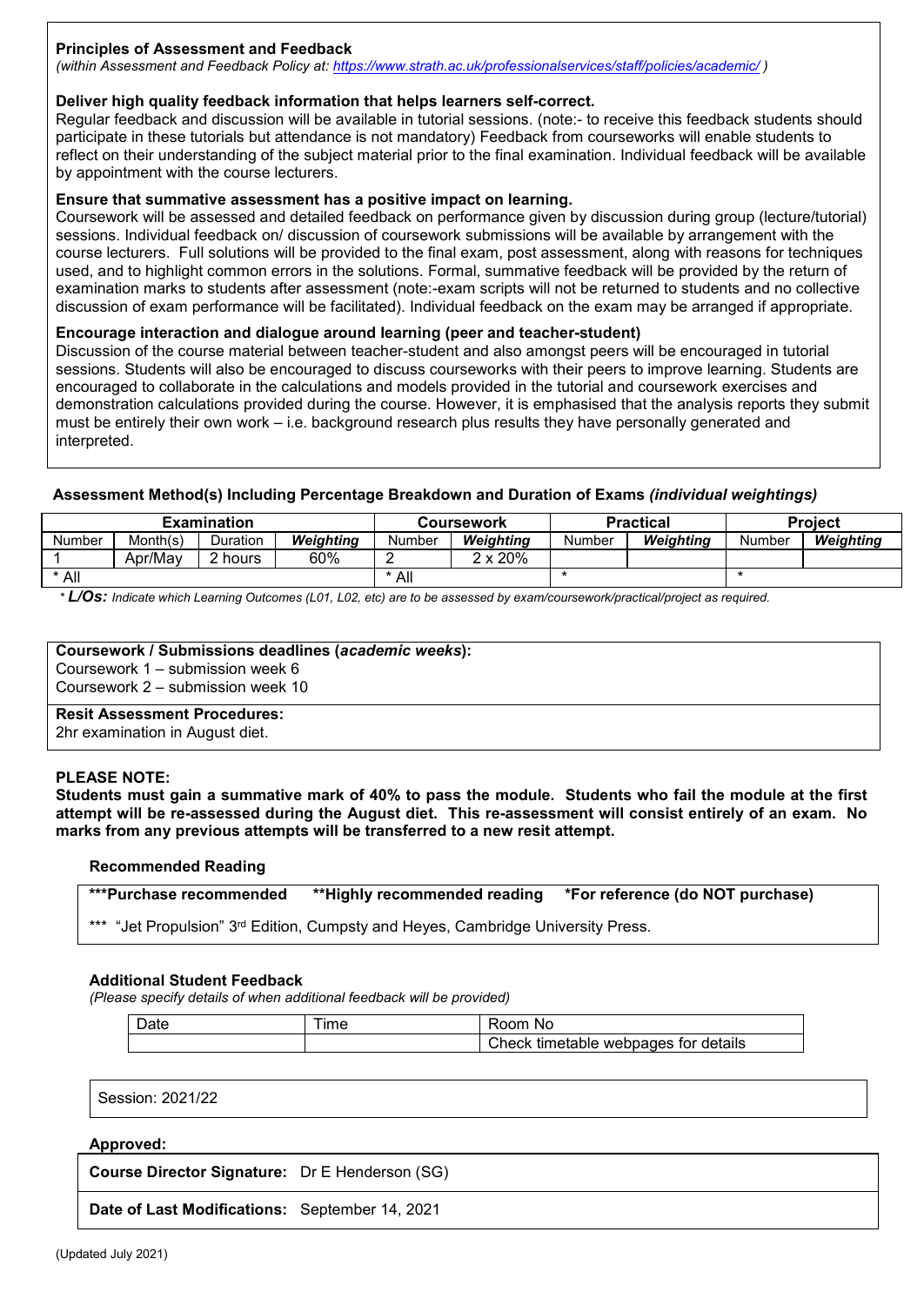**Principles of Assessment and Feedback**
*(within Assessment and Feedback Policy at: https://www.strath.ac.uk/professionalservices/staff/policies/academic/ )*

**Deliver high quality feedback information that helps learners self-correct.**
Regular feedback and discussion will be available in tutorial sessions. (note:- to receive this feedback students should participate in these tutorials but attendance is not mandatory) Feedback from courseworks will enable students to reflect on their understanding of the subject material prior to the final examination. Individual feedback will be available by appointment with the course lecturers.

**Ensure that summative assessment has a positive impact on learning.**
Coursework will be assessed and detailed feedback on performance given by discussion during group (lecture/tutorial) sessions. Individual feedback on/ discussion of coursework submissions will be available by arrangement with the course lecturers. Full solutions will be provided to the final exam, post assessment, along with reasons for techniques used, and to highlight common errors in the solutions. Formal, summative feedback will be provided by the return of examination marks to students after assessment (note:-exam scripts will not be returned to students and no collective discussion of exam performance will be facilitated). Individual feedback on the exam may be arranged if appropriate.

**Encourage interaction and dialogue around learning (peer and teacher-student)**
Discussion of the course material between teacher-student and also amongst peers will be encouraged in tutorial sessions. Students will also be encouraged to discuss courseworks with their peers to improve learning. Students are encouraged to collaborate in the calculations and models provided in the tutorial and coursework exercises and demonstration calculations provided during the course. However, it is emphasised that the analysis reports they submit must be entirely their own work – i.e. background research plus results they have personally generated and interpreted.

**Assessment Method(s) Including Percentage Breakdown and Duration of Exams** ***(individual weightings)***

| Examination | | | | Coursework | | Practical | | Project | |
|---|---|---|---|---|---|---|---|---|---|
| Number | Month(s) | Duration | ***Weighting*** | Number | ***Weighting*** | Number | ***Weighting*** | Number | ***Weighting*** |
| 1 | Apr/May | 2 hours | 60% | 2 | 2 x 20% | | | | |
| * All | | | | * All | | * | | * | |

* ***L/Os:*** *Indicate which Learning Outcomes (L01, L02, etc) are to be assessed by exam/coursework/practical/project as required.*

**Coursework / Submissions deadlines (*academic weeks*):**
Coursework 1 – submission week 6
Coursework 2 – submission week 10

**Resit Assessment Procedures:**
2hr examination in August diet.

**PLEASE NOTE:**
**Students must gain a summative mark of 40% to pass the module. Students who fail the module at the first attempt will be re-assessed during the August diet. This re-assessment will consist entirely of an exam. No marks from any previous attempts will be transferred to a new resit attempt.**

**Recommended Reading**

**\*\*\*Purchase recommended** **\*\*Highly recommended reading** **\*For reference (do NOT purchase)**

*** "Jet Propulsion" 3rd Edition, Cumpsty and Heyes, Cambridge University Press.

**Additional Student Feedback**
*(Please specify details of when additional feedback will be provided)*

| Date | Time | Room No |
|---|---|---|
| | | Check timetable webpages for details |

Session: 2021/22

**Approved:**

**Course Director Signature:** Dr E Henderson (SG)

**Date of Last Modifications:** September 14, 2021

(Updated July 2021)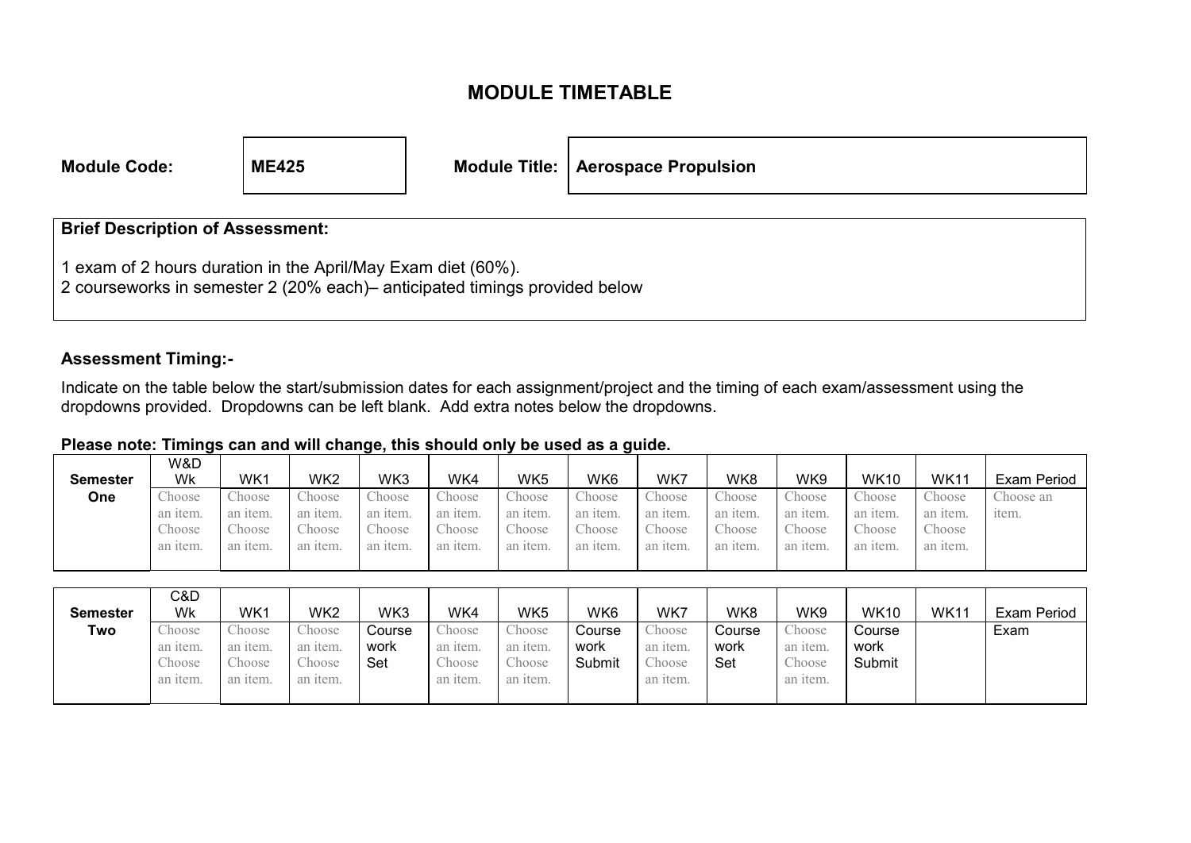# MODULE TIMETABLE

| Module Code: | ME425 | Module Title: | Aerospace Propulsion |
|---|---|---|---|

**Brief Description of Assessment:**

1 exam of 2 hours duration in the April/May Exam diet (60%).
2 courseworks in semester 2 (20% each)– anticipated timings provided below

**Assessment Timing:-**

Indicate on the table below the start/submission dates for each assignment/project and the timing of each exam/assessment using the dropdowns provided. Dropdowns can be left blank. Add extra notes below the dropdowns.

**Please note: Timings can and will change, this should only be used as a guide.**

| Semester One | W&D Wk | WK1 | WK2 | WK3 | WK4 | WK5 | WK6 | WK7 | WK8 | WK9 | WK10 | WK11 | Exam Period |
|---|---|---|---|---|---|---|---|---|---|---|---|---|---|
| | Choose an item. Choose an item. | Choose an item. Choose an item. | Choose an item. Choose an item. | Choose an item. Choose an item. | Choose an item. Choose an item. | Choose an item. Choose an item. | Choose an item. Choose an item. | Choose an item. Choose an item. | Choose an item. Choose an item. | Choose an item. Choose an item. | Choose an item. Choose an item. | Choose an item. Choose an item. | Choose an item. |

| Semester Two | C&D Wk | WK1 | WK2 | WK3 | WK4 | WK5 | WK6 | WK7 | WK8 | WK9 | WK10 | WK11 | Exam Period |
|---|---|---|---|---|---|---|---|---|---|---|---|---|---|
| | Choose an item. Choose an item. | Choose an item. Choose an item. | Choose an item. Choose an item. | Course work Set | Choose an item. Choose an item. | Choose an item. Choose an item. | Course work Submit | Choose an item. Choose an item. | Course work Set | Choose an item. Choose an item. | Course work Submit | | Exam |